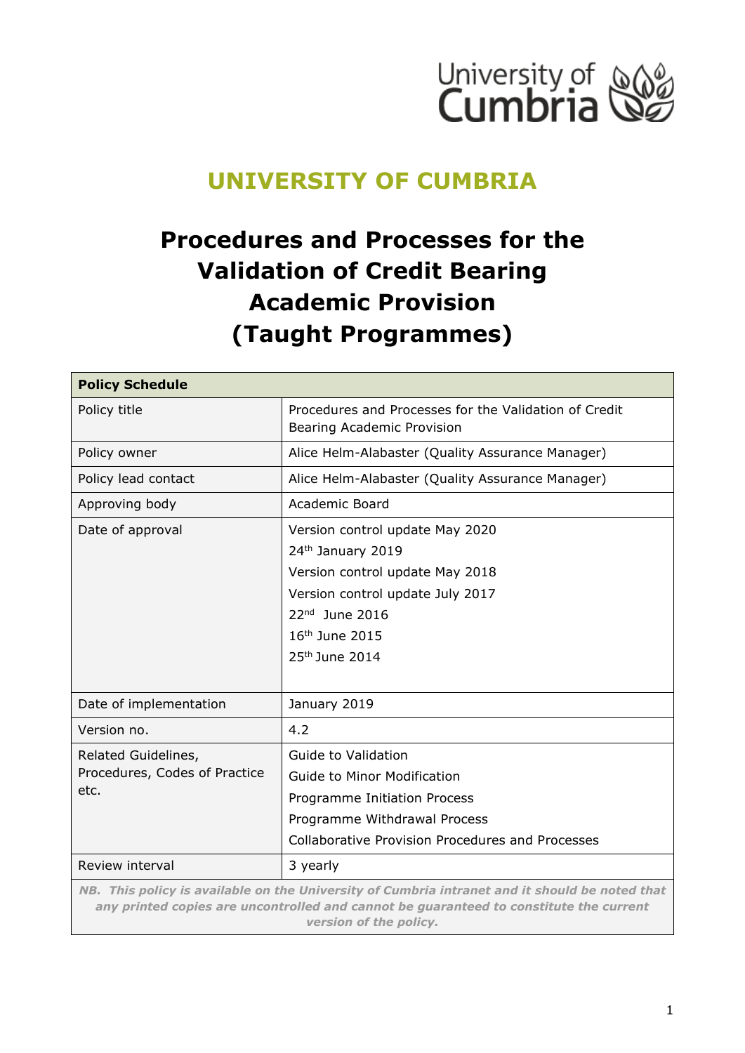# UNIVERSITY OF CUMBRIA

# Procedures and Processes for the Validation of Credit Bearing Academic Provision (Taught Programmes)

| **Policy Schedule** | |
|---|---|
| Policy title | Procedures and Processes for the Validation of Credit Bearing Academic Provision |
| Policy owner | Alice Helm-Alabaster (Quality Assurance Manager) |
| Policy lead contact | Alice Helm-Alabaster (Quality Assurance Manager) |
| Approving body | Academic Board |
| Date of approval | Version control update May 2020<br>24th January 2019<br>Version control update May 2018<br>Version control update July 2017<br>22nd June 2016<br>16th June 2015<br>25th June 2014 |
| Date of implementation | January 2019 |
| Version no. | 4.2 |
| Related Guidelines, Procedures, Codes of Practice etc. | Guide to Validation<br>Guide to Minor Modification<br>Programme Initiation Process<br>Programme Withdrawal Process<br>Collaborative Provision Procedures and Processes |
| Review interval | 3 yearly |

***NB. This policy is available on the University of Cumbria intranet and it should be noted that any printed copies are uncontrolled and cannot be guaranteed to constitute the current version of the policy.***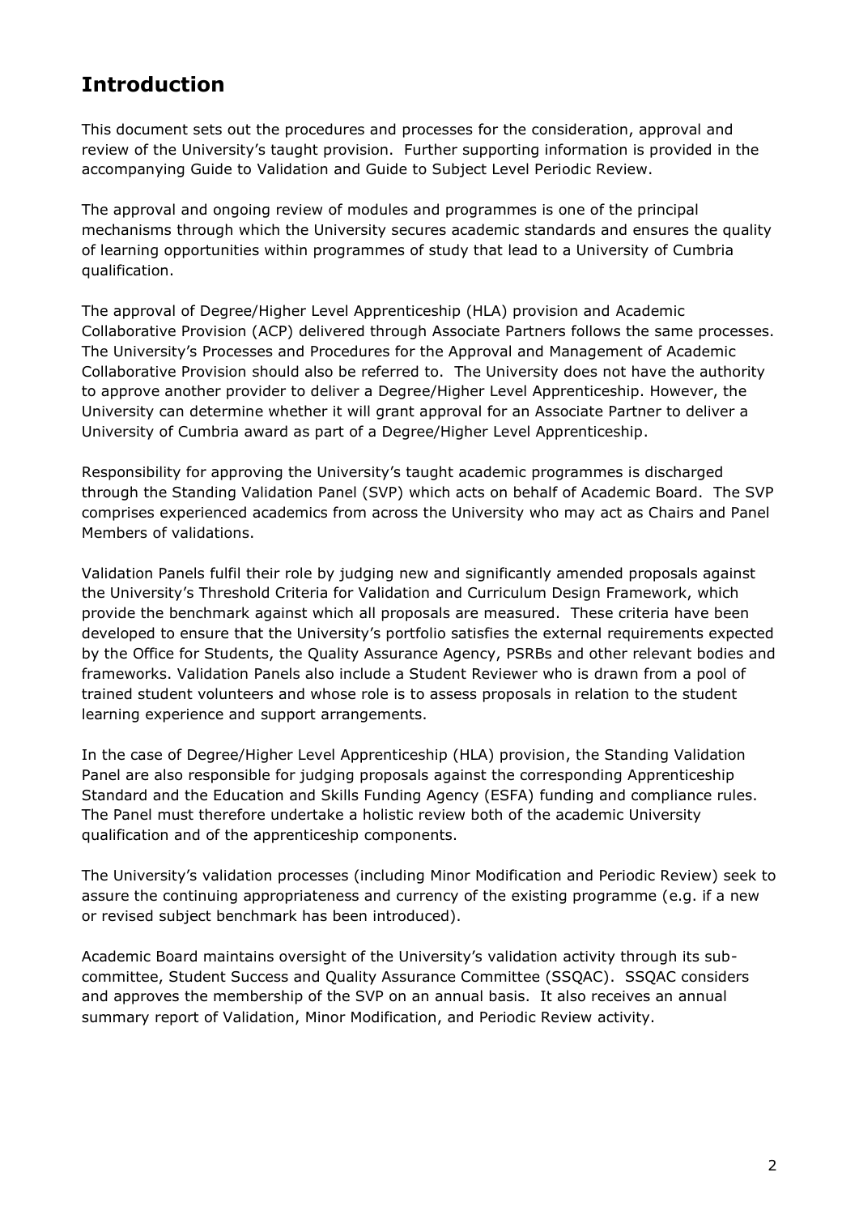## Introduction

This document sets out the procedures and processes for the consideration, approval and review of the University's taught provision. Further supporting information is provided in the accompanying Guide to Validation and Guide to Subject Level Periodic Review.

The approval and ongoing review of modules and programmes is one of the principal mechanisms through which the University secures academic standards and ensures the quality of learning opportunities within programmes of study that lead to a University of Cumbria qualification.

The approval of Degree/Higher Level Apprenticeship (HLA) provision and Academic Collaborative Provision (ACP) delivered through Associate Partners follows the same processes. The University's Processes and Procedures for the Approval and Management of Academic Collaborative Provision should also be referred to. The University does not have the authority to approve another provider to deliver a Degree/Higher Level Apprenticeship. However, the University can determine whether it will grant approval for an Associate Partner to deliver a University of Cumbria award as part of a Degree/Higher Level Apprenticeship.

Responsibility for approving the University's taught academic programmes is discharged through the Standing Validation Panel (SVP) which acts on behalf of Academic Board. The SVP comprises experienced academics from across the University who may act as Chairs and Panel Members of validations.

Validation Panels fulfil their role by judging new and significantly amended proposals against the University's Threshold Criteria for Validation and Curriculum Design Framework, which provide the benchmark against which all proposals are measured. These criteria have been developed to ensure that the University's portfolio satisfies the external requirements expected by the Office for Students, the Quality Assurance Agency, PSRBs and other relevant bodies and frameworks. Validation Panels also include a Student Reviewer who is drawn from a pool of trained student volunteers and whose role is to assess proposals in relation to the student learning experience and support arrangements.

In the case of Degree/Higher Level Apprenticeship (HLA) provision, the Standing Validation Panel are also responsible for judging proposals against the corresponding Apprenticeship Standard and the Education and Skills Funding Agency (ESFA) funding and compliance rules. The Panel must therefore undertake a holistic review both of the academic University qualification and of the apprenticeship components.

The University's validation processes (including Minor Modification and Periodic Review) seek to assure the continuing appropriateness and currency of the existing programme (e.g. if a new or revised subject benchmark has been introduced).

Academic Board maintains oversight of the University's validation activity through its sub-committee, Student Success and Quality Assurance Committee (SSQAC). SSQAC considers and approves the membership of the SVP on an annual basis. It also receives an annual summary report of Validation, Minor Modification, and Periodic Review activity.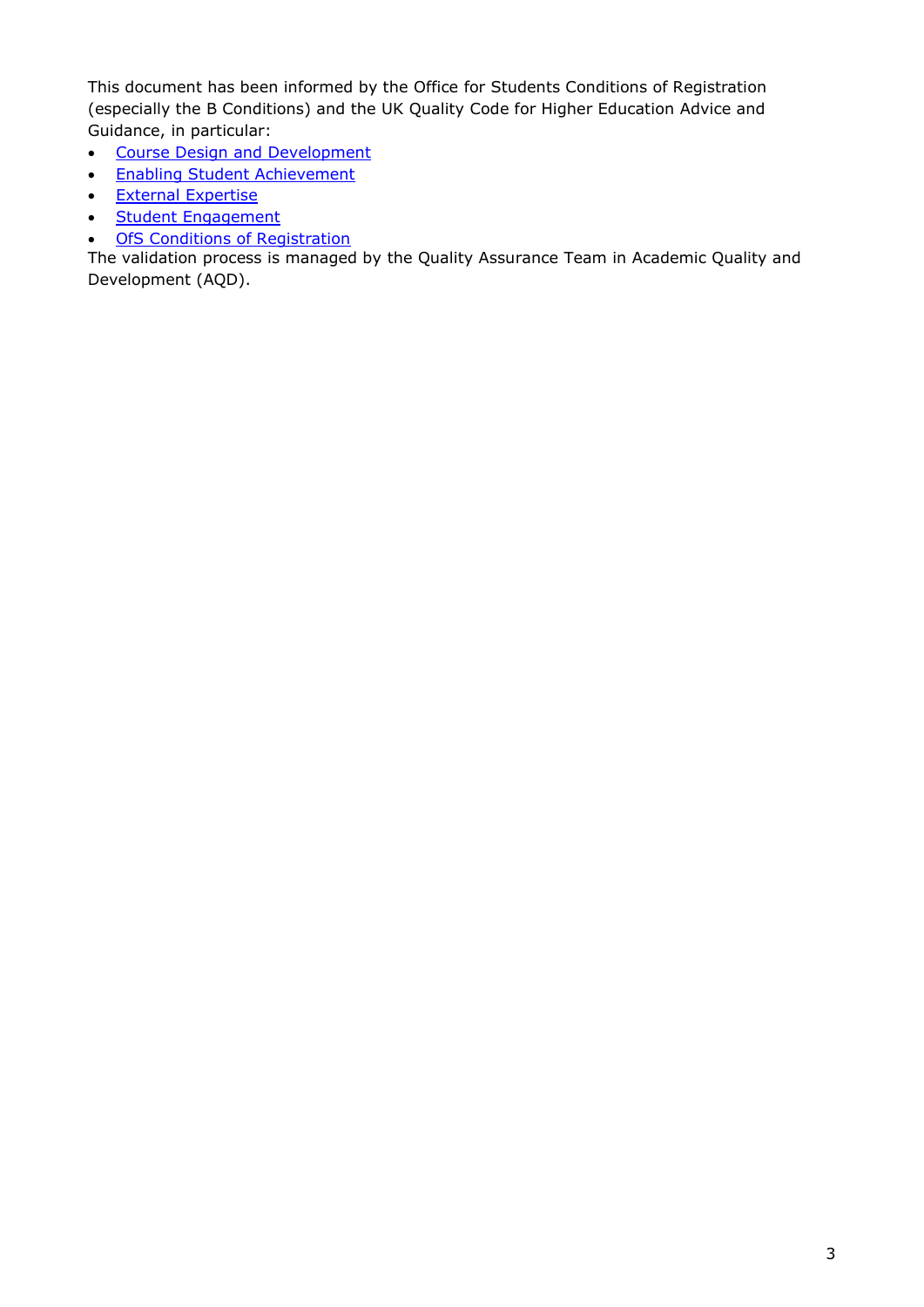This document has been informed by the Office for Students Conditions of Registration (especially the B Conditions) and the UK Quality Code for Higher Education Advice and Guidance, in particular:

- Course Design and Development
- Enabling Student Achievement
- External Expertise
- Student Engagement
- OfS Conditions of Registration

The validation process is managed by the Quality Assurance Team in Academic Quality and Development (AQD).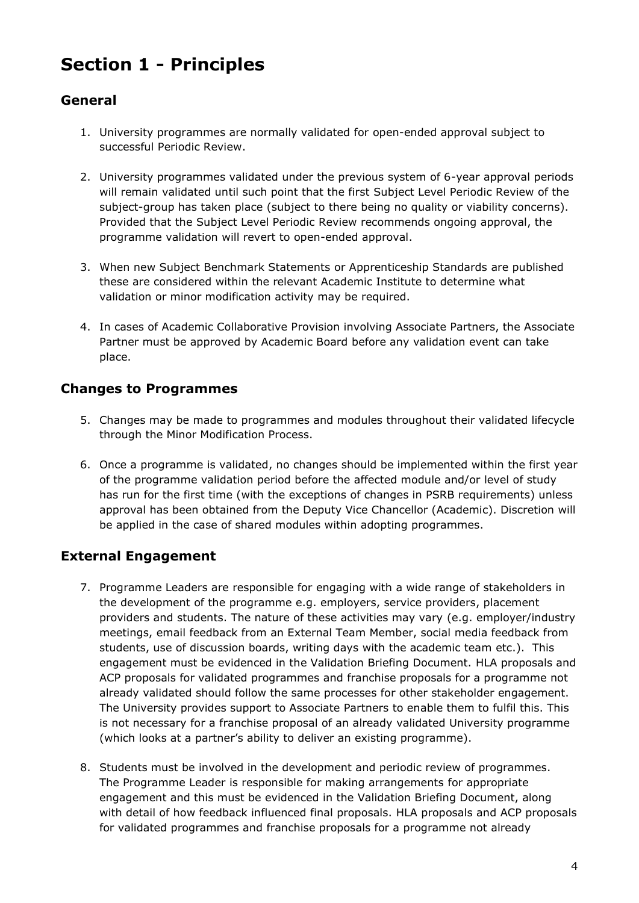# Section 1 - Principles

## General

1. University programmes are normally validated for open-ended approval subject to successful Periodic Review.

2. University programmes validated under the previous system of 6-year approval periods will remain validated until such point that the first Subject Level Periodic Review of the subject-group has taken place (subject to there being no quality or viability concerns). Provided that the Subject Level Periodic Review recommends ongoing approval, the programme validation will revert to open-ended approval.

3. When new Subject Benchmark Statements or Apprenticeship Standards are published these are considered within the relevant Academic Institute to determine what validation or minor modification activity may be required.

4. In cases of Academic Collaborative Provision involving Associate Partners, the Associate Partner must be approved by Academic Board before any validation event can take place.

## Changes to Programmes

5. Changes may be made to programmes and modules throughout their validated lifecycle through the Minor Modification Process.

6. Once a programme is validated, no changes should be implemented within the first year of the programme validation period before the affected module and/or level of study has run for the first time (with the exceptions of changes in PSRB requirements) unless approval has been obtained from the Deputy Vice Chancellor (Academic). Discretion will be applied in the case of shared modules within adopting programmes.

## External Engagement

7. Programme Leaders are responsible for engaging with a wide range of stakeholders in the development of the programme e.g. employers, service providers, placement providers and students. The nature of these activities may vary (e.g. employer/industry meetings, email feedback from an External Team Member, social media feedback from students, use of discussion boards, writing days with the academic team etc.). This engagement must be evidenced in the Validation Briefing Document. HLA proposals and ACP proposals for validated programmes and franchise proposals for a programme not already validated should follow the same processes for other stakeholder engagement. The University provides support to Associate Partners to enable them to fulfil this. This is not necessary for a franchise proposal of an already validated University programme (which looks at a partner's ability to deliver an existing programme).

8. Students must be involved in the development and periodic review of programmes. The Programme Leader is responsible for making arrangements for appropriate engagement and this must be evidenced in the Validation Briefing Document, along with detail of how feedback influenced final proposals. HLA proposals and ACP proposals for validated programmes and franchise proposals for a programme not already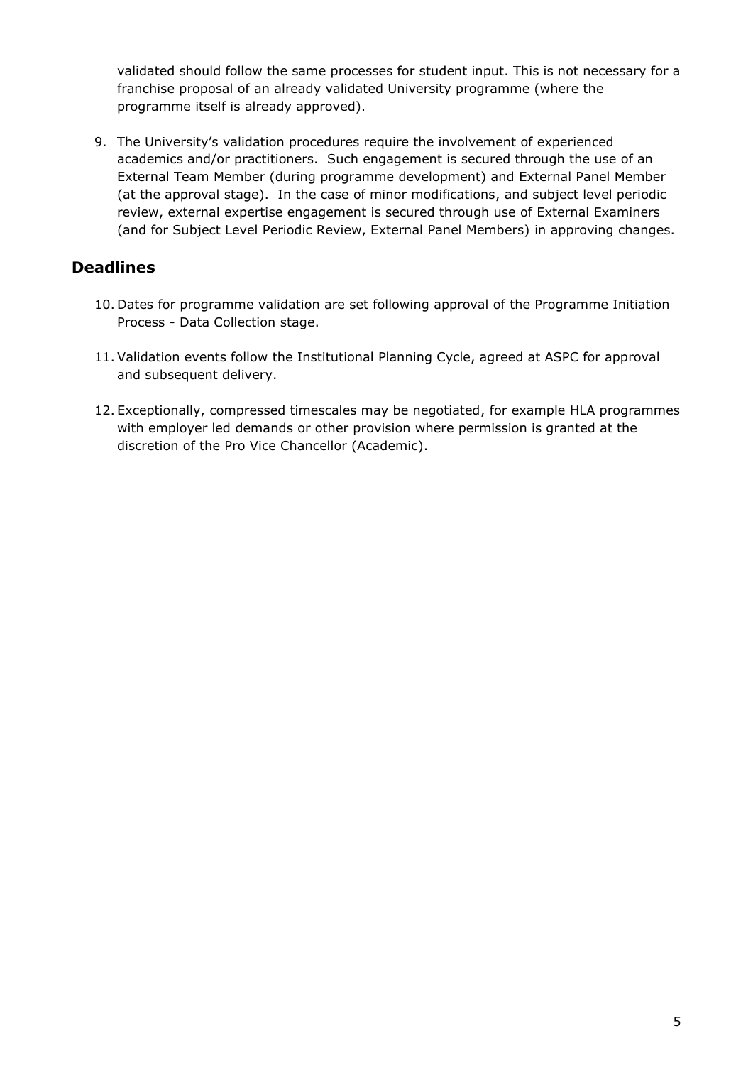validated should follow the same processes for student input. This is not necessary for a franchise proposal of an already validated University programme (where the programme itself is already approved).

9. The University's validation procedures require the involvement of experienced academics and/or practitioners. Such engagement is secured through the use of an External Team Member (during programme development) and External Panel Member (at the approval stage). In the case of minor modifications, and subject level periodic review, external expertise engagement is secured through use of External Examiners (and for Subject Level Periodic Review, External Panel Members) in approving changes.

## Deadlines

10. Dates for programme validation are set following approval of the Programme Initiation Process - Data Collection stage.

11. Validation events follow the Institutional Planning Cycle, agreed at ASPC for approval and subsequent delivery.

12. Exceptionally, compressed timescales may be negotiated, for example HLA programmes with employer led demands or other provision where permission is granted at the discretion of the Pro Vice Chancellor (Academic).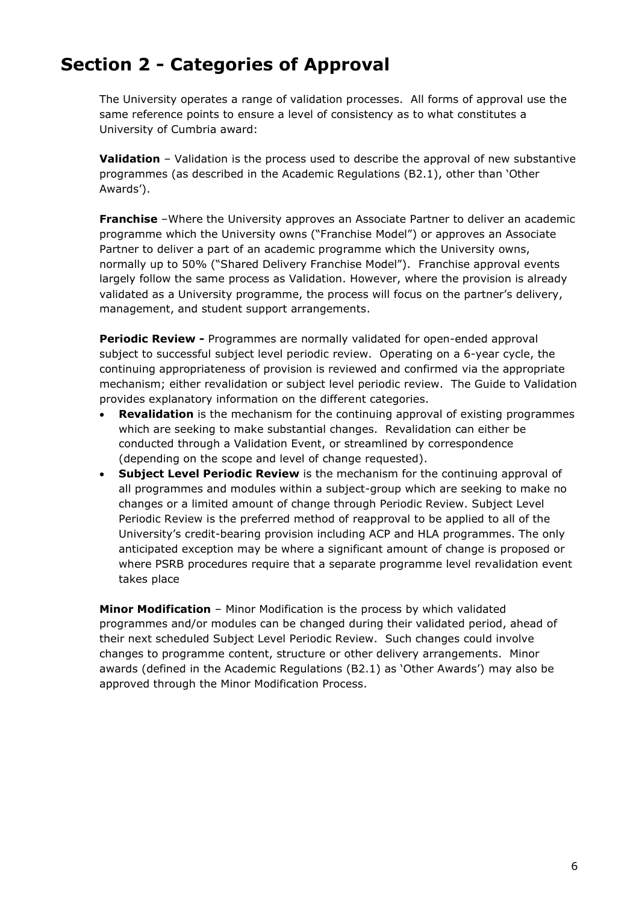# Section 2 - Categories of Approval

The University operates a range of validation processes. All forms of approval use the same reference points to ensure a level of consistency as to what constitutes a University of Cumbria award:

**Validation** – Validation is the process used to describe the approval of new substantive programmes (as described in the Academic Regulations (B2.1), other than 'Other Awards').

**Franchise** –Where the University approves an Associate Partner to deliver an academic programme which the University owns ("Franchise Model") or approves an Associate Partner to deliver a part of an academic programme which the University owns, normally up to 50% ("Shared Delivery Franchise Model"). Franchise approval events largely follow the same process as Validation. However, where the provision is already validated as a University programme, the process will focus on the partner's delivery, management, and student support arrangements.

**Periodic Review -** Programmes are normally validated for open-ended approval subject to successful subject level periodic review. Operating on a 6-year cycle, the continuing appropriateness of provision is reviewed and confirmed via the appropriate mechanism; either revalidation or subject level periodic review. The Guide to Validation provides explanatory information on the different categories.

- **Revalidation** is the mechanism for the continuing approval of existing programmes which are seeking to make substantial changes. Revalidation can either be conducted through a Validation Event, or streamlined by correspondence (depending on the scope and level of change requested).
- **Subject Level Periodic Review** is the mechanism for the continuing approval of all programmes and modules within a subject-group which are seeking to make no changes or a limited amount of change through Periodic Review. Subject Level Periodic Review is the preferred method of reapproval to be applied to all of the University's credit-bearing provision including ACP and HLA programmes. The only anticipated exception may be where a significant amount of change is proposed or where PSRB procedures require that a separate programme level revalidation event takes place

**Minor Modification** – Minor Modification is the process by which validated programmes and/or modules can be changed during their validated period, ahead of their next scheduled Subject Level Periodic Review. Such changes could involve changes to programme content, structure or other delivery arrangements. Minor awards (defined in the Academic Regulations (B2.1) as 'Other Awards') may also be approved through the Minor Modification Process.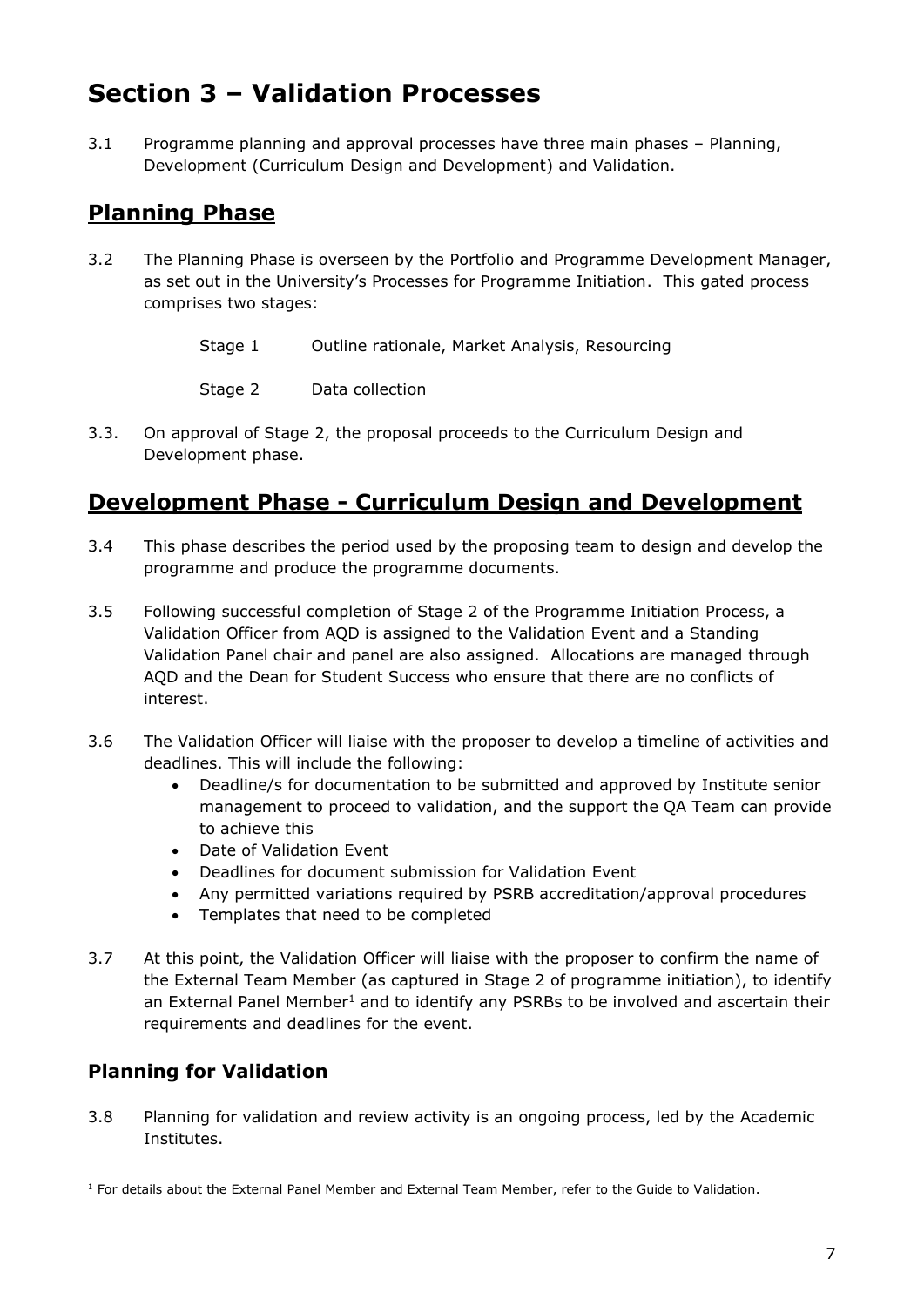# Section 3 – Validation Processes

3.1 Programme planning and approval processes have three main phases – Planning, Development (Curriculum Design and Development) and Validation.

## Planning Phase

3.2 The Planning Phase is overseen by the Portfolio and Programme Development Manager, as set out in the University's Processes for Programme Initiation. This gated process comprises two stages:

Stage 1 Outline rationale, Market Analysis, Resourcing

Stage 2 Data collection

3.3. On approval of Stage 2, the proposal proceeds to the Curriculum Design and Development phase.

## Development Phase - Curriculum Design and Development

3.4 This phase describes the period used by the proposing team to design and develop the programme and produce the programme documents.

3.5 Following successful completion of Stage 2 of the Programme Initiation Process, a Validation Officer from AQD is assigned to the Validation Event and a Standing Validation Panel chair and panel are also assigned. Allocations are managed through AQD and the Dean for Student Success who ensure that there are no conflicts of interest.

3.6 The Validation Officer will liaise with the proposer to develop a timeline of activities and deadlines. This will include the following:

- Deadline/s for documentation to be submitted and approved by Institute senior management to proceed to validation, and the support the QA Team can provide to achieve this
- Date of Validation Event
- Deadlines for document submission for Validation Event
- Any permitted variations required by PSRB accreditation/approval procedures
- Templates that need to be completed

3.7 At this point, the Validation Officer will liaise with the proposer to confirm the name of the External Team Member (as captured in Stage 2 of programme initiation), to identify an External Panel Member[1] and to identify any PSRBs to be involved and ascertain their requirements and deadlines for the event.

### Planning for Validation

3.8 Planning for validation and review activity is an ongoing process, led by the Academic Institutes.

[1] For details about the External Panel Member and External Team Member, refer to the Guide to Validation.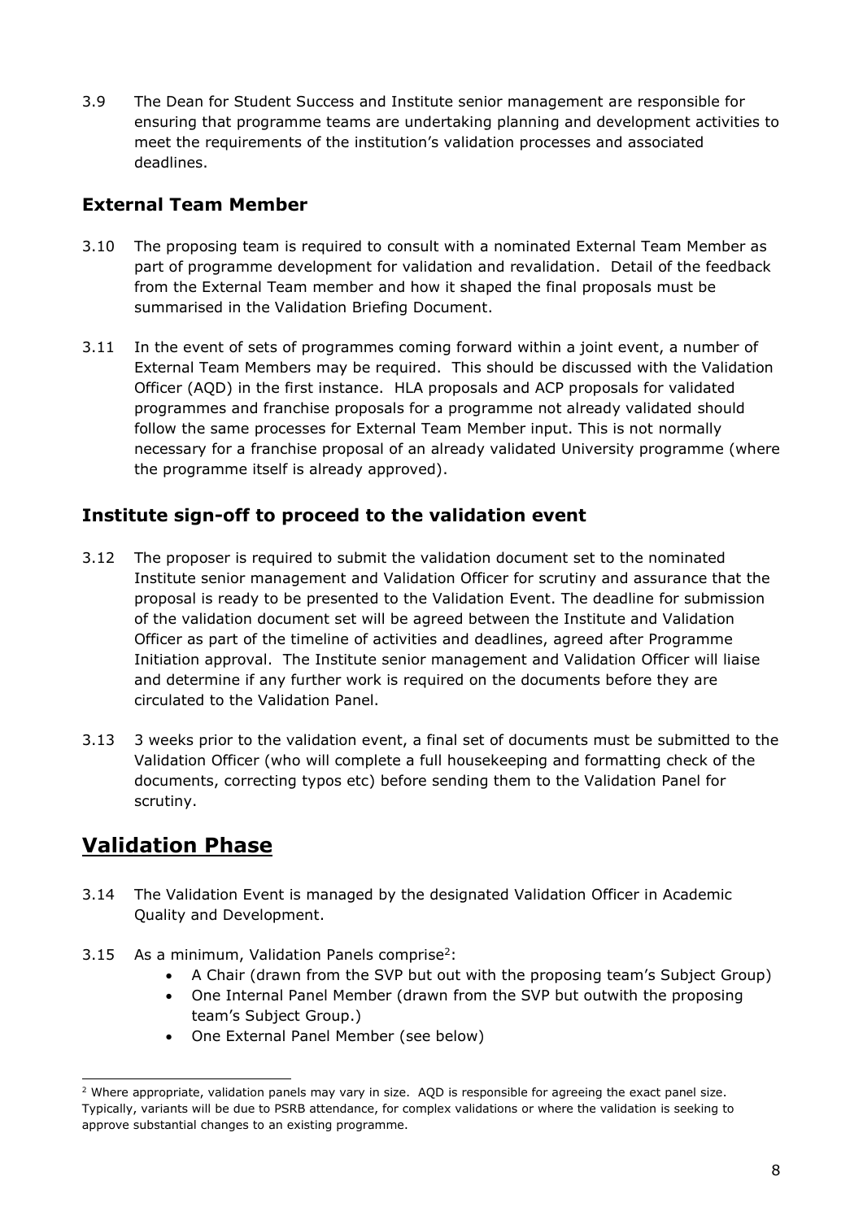3.9 The Dean for Student Success and Institute senior management are responsible for ensuring that programme teams are undertaking planning and development activities to meet the requirements of the institution's validation processes and associated deadlines.

### External Team Member

3.10 The proposing team is required to consult with a nominated External Team Member as part of programme development for validation and revalidation. Detail of the feedback from the External Team member and how it shaped the final proposals must be summarised in the Validation Briefing Document.

3.11 In the event of sets of programmes coming forward within a joint event, a number of External Team Members may be required. This should be discussed with the Validation Officer (AQD) in the first instance. HLA proposals and ACP proposals for validated programmes and franchise proposals for a programme not already validated should follow the same processes for External Team Member input. This is not normally necessary for a franchise proposal of an already validated University programme (where the programme itself is already approved).

### Institute sign-off to proceed to the validation event

3.12 The proposer is required to submit the validation document set to the nominated Institute senior management and Validation Officer for scrutiny and assurance that the proposal is ready to be presented to the Validation Event. The deadline for submission of the validation document set will be agreed between the Institute and Validation Officer as part of the timeline of activities and deadlines, agreed after Programme Initiation approval. The Institute senior management and Validation Officer will liaise and determine if any further work is required on the documents before they are circulated to the Validation Panel.

3.13 3 weeks prior to the validation event, a final set of documents must be submitted to the Validation Officer (who will complete a full housekeeping and formatting check of the documents, correcting typos etc) before sending them to the Validation Panel for scrutiny.

## Validation Phase

3.14 The Validation Event is managed by the designated Validation Officer in Academic Quality and Development.

3.15 As a minimum, Validation Panels comprise[2]:

- A Chair (drawn from the SVP but out with the proposing team's Subject Group)
- One Internal Panel Member (drawn from the SVP but outwith the proposing team's Subject Group.)
- One External Panel Member (see below)

[2] Where appropriate, validation panels may vary in size. AQD is responsible for agreeing the exact panel size. Typically, variants will be due to PSRB attendance, for complex validations or where the validation is seeking to approve substantial changes to an existing programme.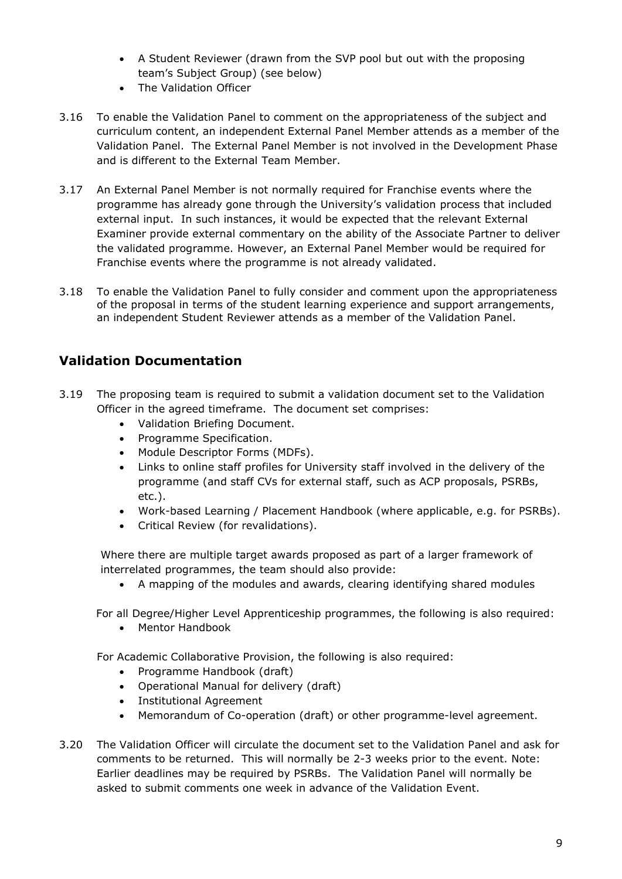- A Student Reviewer (drawn from the SVP pool but out with the proposing team's Subject Group) (see below)
- The Validation Officer

3.16 To enable the Validation Panel to comment on the appropriateness of the subject and curriculum content, an independent External Panel Member attends as a member of the Validation Panel. The External Panel Member is not involved in the Development Phase and is different to the External Team Member.

3.17 An External Panel Member is not normally required for Franchise events where the programme has already gone through the University's validation process that included external input. In such instances, it would be expected that the relevant External Examiner provide external commentary on the ability of the Associate Partner to deliver the validated programme. However, an External Panel Member would be required for Franchise events where the programme is not already validated.

3.18 To enable the Validation Panel to fully consider and comment upon the appropriateness of the proposal in terms of the student learning experience and support arrangements, an independent Student Reviewer attends as a member of the Validation Panel.

## Validation Documentation

3.19 The proposing team is required to submit a validation document set to the Validation Officer in the agreed timeframe. The document set comprises:

- Validation Briefing Document.
- Programme Specification.
- Module Descriptor Forms (MDFs).
- Links to online staff profiles for University staff involved in the delivery of the programme (and staff CVs for external staff, such as ACP proposals, PSRBs, etc.).
- Work-based Learning / Placement Handbook (where applicable, e.g. for PSRBs).
- Critical Review (for revalidations).

Where there are multiple target awards proposed as part of a larger framework of interrelated programmes, the team should also provide:

- A mapping of the modules and awards, clearing identifying shared modules

For all Degree/Higher Level Apprenticeship programmes, the following is also required:

- Mentor Handbook

For Academic Collaborative Provision, the following is also required:

- Programme Handbook (draft)
- Operational Manual for delivery (draft)
- Institutional Agreement
- Memorandum of Co-operation (draft) or other programme-level agreement.

3.20 The Validation Officer will circulate the document set to the Validation Panel and ask for comments to be returned. This will normally be 2-3 weeks prior to the event. Note: Earlier deadlines may be required by PSRBs. The Validation Panel will normally be asked to submit comments one week in advance of the Validation Event.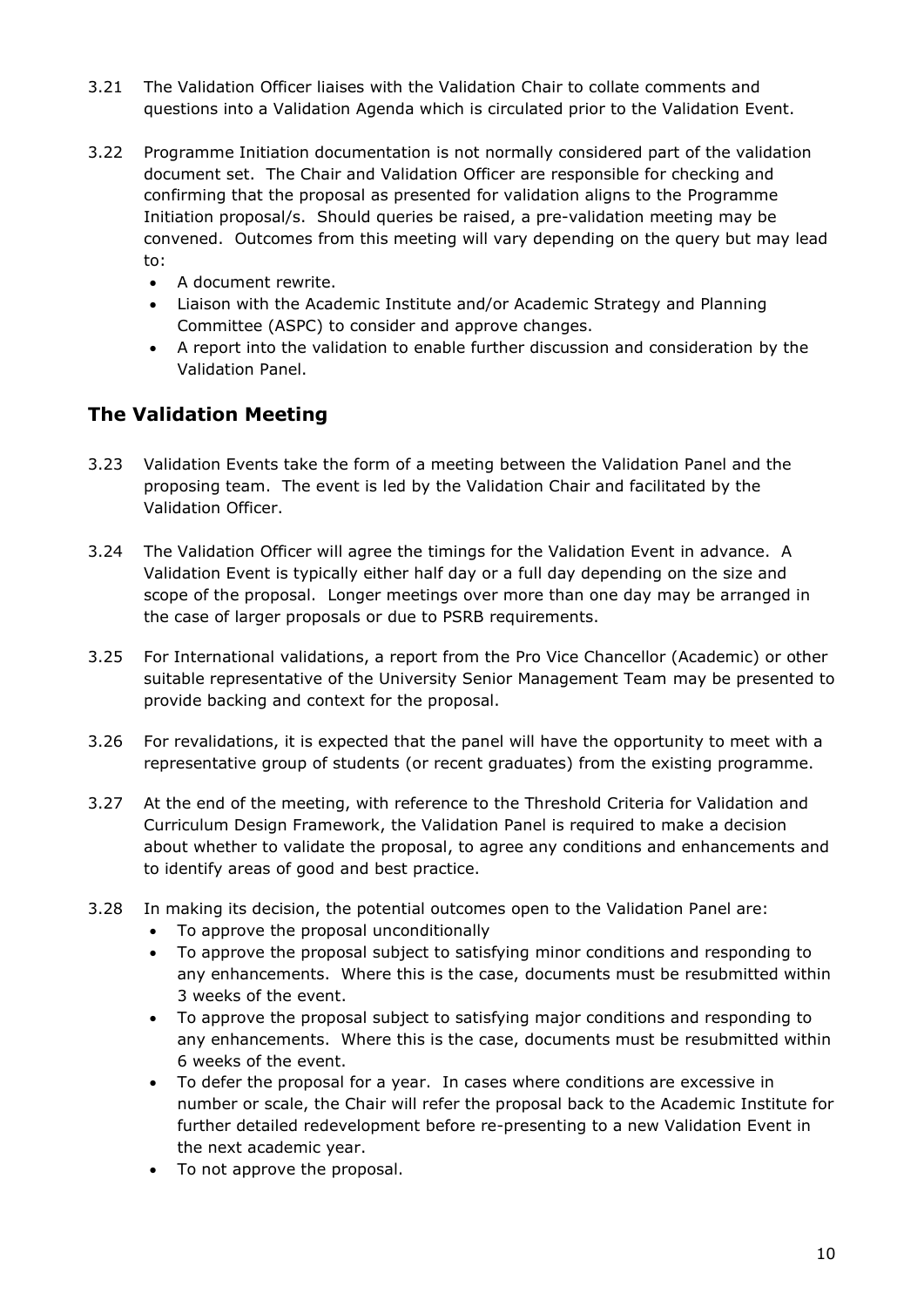3.21 The Validation Officer liaises with the Validation Chair to collate comments and questions into a Validation Agenda which is circulated prior to the Validation Event.

3.22 Programme Initiation documentation is not normally considered part of the validation document set. The Chair and Validation Officer are responsible for checking and confirming that the proposal as presented for validation aligns to the Programme Initiation proposal/s. Should queries be raised, a pre-validation meeting may be convened. Outcomes from this meeting will vary depending on the query but may lead to:

- A document rewrite.
- Liaison with the Academic Institute and/or Academic Strategy and Planning Committee (ASPC) to consider and approve changes.
- A report into the validation to enable further discussion and consideration by the Validation Panel.

## The Validation Meeting

3.23 Validation Events take the form of a meeting between the Validation Panel and the proposing team. The event is led by the Validation Chair and facilitated by the Validation Officer.

3.24 The Validation Officer will agree the timings for the Validation Event in advance. A Validation Event is typically either half day or a full day depending on the size and scope of the proposal. Longer meetings over more than one day may be arranged in the case of larger proposals or due to PSRB requirements.

3.25 For International validations, a report from the Pro Vice Chancellor (Academic) or other suitable representative of the University Senior Management Team may be presented to provide backing and context for the proposal.

3.26 For revalidations, it is expected that the panel will have the opportunity to meet with a representative group of students (or recent graduates) from the existing programme.

3.27 At the end of the meeting, with reference to the Threshold Criteria for Validation and Curriculum Design Framework, the Validation Panel is required to make a decision about whether to validate the proposal, to agree any conditions and enhancements and to identify areas of good and best practice.

3.28 In making its decision, the potential outcomes open to the Validation Panel are:

- To approve the proposal unconditionally
- To approve the proposal subject to satisfying minor conditions and responding to any enhancements. Where this is the case, documents must be resubmitted within 3 weeks of the event.
- To approve the proposal subject to satisfying major conditions and responding to any enhancements. Where this is the case, documents must be resubmitted within 6 weeks of the event.
- To defer the proposal for a year. In cases where conditions are excessive in number or scale, the Chair will refer the proposal back to the Academic Institute for further detailed redevelopment before re-presenting to a new Validation Event in the next academic year.
- To not approve the proposal.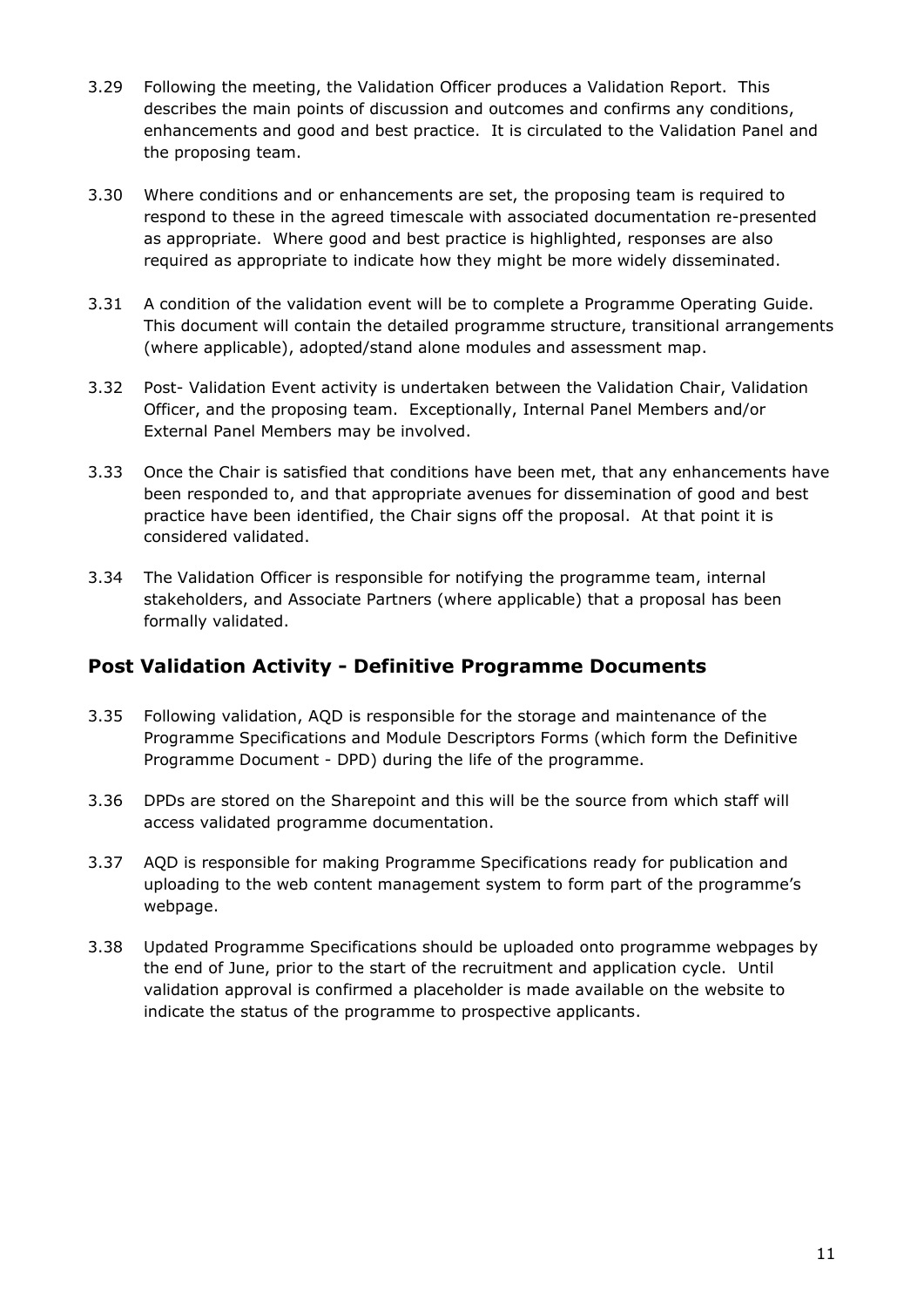3.29 Following the meeting, the Validation Officer produces a Validation Report. This describes the main points of discussion and outcomes and confirms any conditions, enhancements and good and best practice. It is circulated to the Validation Panel and the proposing team.

3.30 Where conditions and or enhancements are set, the proposing team is required to respond to these in the agreed timescale with associated documentation re-presented as appropriate. Where good and best practice is highlighted, responses are also required as appropriate to indicate how they might be more widely disseminated.

3.31 A condition of the validation event will be to complete a Programme Operating Guide. This document will contain the detailed programme structure, transitional arrangements (where applicable), adopted/stand alone modules and assessment map.

3.32 Post- Validation Event activity is undertaken between the Validation Chair, Validation Officer, and the proposing team. Exceptionally, Internal Panel Members and/or External Panel Members may be involved.

3.33 Once the Chair is satisfied that conditions have been met, that any enhancements have been responded to, and that appropriate avenues for dissemination of good and best practice have been identified, the Chair signs off the proposal. At that point it is considered validated.

3.34 The Validation Officer is responsible for notifying the programme team, internal stakeholders, and Associate Partners (where applicable) that a proposal has been formally validated.

## Post Validation Activity - Definitive Programme Documents

3.35 Following validation, AQD is responsible for the storage and maintenance of the Programme Specifications and Module Descriptors Forms (which form the Definitive Programme Document - DPD) during the life of the programme.

3.36 DPDs are stored on the Sharepoint and this will be the source from which staff will access validated programme documentation.

3.37 AQD is responsible for making Programme Specifications ready for publication and uploading to the web content management system to form part of the programme's webpage.

3.38 Updated Programme Specifications should be uploaded onto programme webpages by the end of June, prior to the start of the recruitment and application cycle. Until validation approval is confirmed a placeholder is made available on the website to indicate the status of the programme to prospective applicants.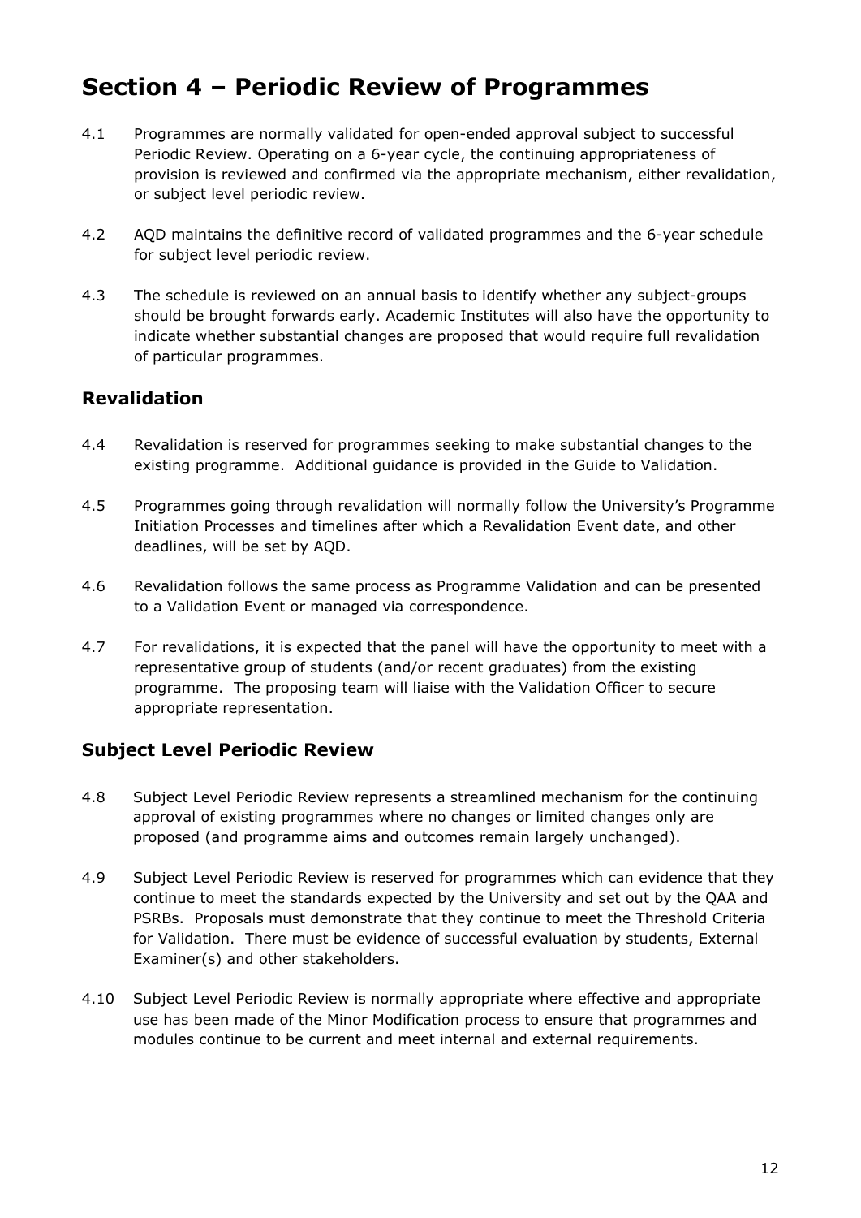# Section 4 – Periodic Review of Programmes

4.1 Programmes are normally validated for open-ended approval subject to successful Periodic Review. Operating on a 6-year cycle, the continuing appropriateness of provision is reviewed and confirmed via the appropriate mechanism, either revalidation, or subject level periodic review.

4.2 AQD maintains the definitive record of validated programmes and the 6-year schedule for subject level periodic review.

4.3 The schedule is reviewed on an annual basis to identify whether any subject-groups should be brought forwards early. Academic Institutes will also have the opportunity to indicate whether substantial changes are proposed that would require full revalidation of particular programmes.

## Revalidation

4.4 Revalidation is reserved for programmes seeking to make substantial changes to the existing programme. Additional guidance is provided in the Guide to Validation.

4.5 Programmes going through revalidation will normally follow the University's Programme Initiation Processes and timelines after which a Revalidation Event date, and other deadlines, will be set by AQD.

4.6 Revalidation follows the same process as Programme Validation and can be presented to a Validation Event or managed via correspondence.

4.7 For revalidations, it is expected that the panel will have the opportunity to meet with a representative group of students (and/or recent graduates) from the existing programme. The proposing team will liaise with the Validation Officer to secure appropriate representation.

## Subject Level Periodic Review

4.8 Subject Level Periodic Review represents a streamlined mechanism for the continuing approval of existing programmes where no changes or limited changes only are proposed (and programme aims and outcomes remain largely unchanged).

4.9 Subject Level Periodic Review is reserved for programmes which can evidence that they continue to meet the standards expected by the University and set out by the QAA and PSRBs. Proposals must demonstrate that they continue to meet the Threshold Criteria for Validation. There must be evidence of successful evaluation by students, External Examiner(s) and other stakeholders.

4.10 Subject Level Periodic Review is normally appropriate where effective and appropriate use has been made of the Minor Modification process to ensure that programmes and modules continue to be current and meet internal and external requirements.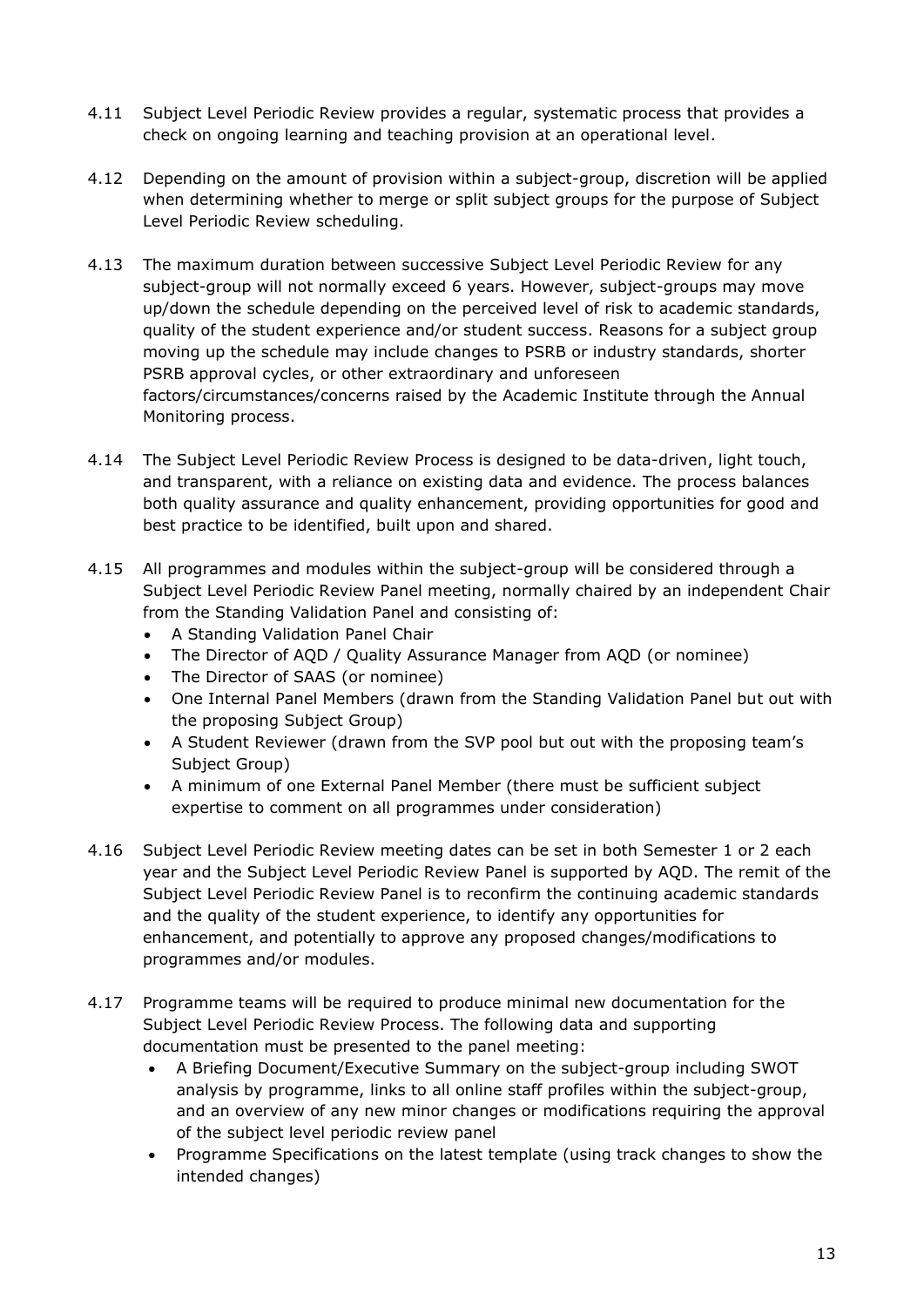4.11 Subject Level Periodic Review provides a regular, systematic process that provides a check on ongoing learning and teaching provision at an operational level.

4.12 Depending on the amount of provision within a subject-group, discretion will be applied when determining whether to merge or split subject groups for the purpose of Subject Level Periodic Review scheduling.

4.13 The maximum duration between successive Subject Level Periodic Review for any subject-group will not normally exceed 6 years. However, subject-groups may move up/down the schedule depending on the perceived level of risk to academic standards, quality of the student experience and/or student success. Reasons for a subject group moving up the schedule may include changes to PSRB or industry standards, shorter PSRB approval cycles, or other extraordinary and unforeseen factors/circumstances/concerns raised by the Academic Institute through the Annual Monitoring process.

4.14 The Subject Level Periodic Review Process is designed to be data-driven, light touch, and transparent, with a reliance on existing data and evidence. The process balances both quality assurance and quality enhancement, providing opportunities for good and best practice to be identified, built upon and shared.

4.15 All programmes and modules within the subject-group will be considered through a Subject Level Periodic Review Panel meeting, normally chaired by an independent Chair from the Standing Validation Panel and consisting of:

- A Standing Validation Panel Chair
- The Director of AQD / Quality Assurance Manager from AQD (or nominee)
- The Director of SAAS (or nominee)
- One Internal Panel Members (drawn from the Standing Validation Panel but out with the proposing Subject Group)
- A Student Reviewer (drawn from the SVP pool but out with the proposing team's Subject Group)
- A minimum of one External Panel Member (there must be sufficient subject expertise to comment on all programmes under consideration)

4.16 Subject Level Periodic Review meeting dates can be set in both Semester 1 or 2 each year and the Subject Level Periodic Review Panel is supported by AQD. The remit of the Subject Level Periodic Review Panel is to reconfirm the continuing academic standards and the quality of the student experience, to identify any opportunities for enhancement, and potentially to approve any proposed changes/modifications to programmes and/or modules.

4.17 Programme teams will be required to produce minimal new documentation for the Subject Level Periodic Review Process. The following data and supporting documentation must be presented to the panel meeting:

- A Briefing Document/Executive Summary on the subject-group including SWOT analysis by programme, links to all online staff profiles within the subject-group, and an overview of any new minor changes or modifications requiring the approval of the subject level periodic review panel
- Programme Specifications on the latest template (using track changes to show the intended changes)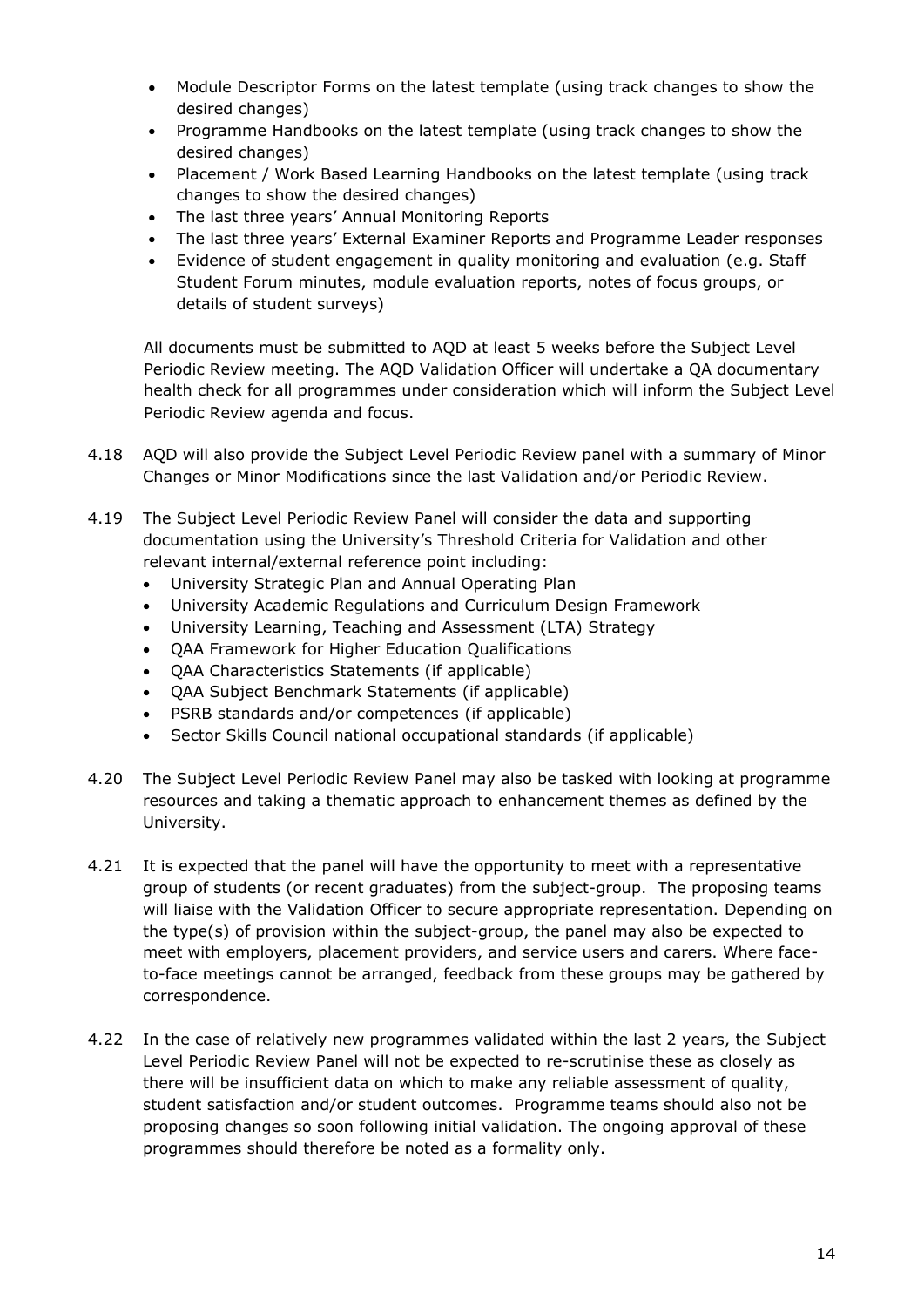- Module Descriptor Forms on the latest template (using track changes to show the desired changes)
- Programme Handbooks on the latest template (using track changes to show the desired changes)
- Placement / Work Based Learning Handbooks on the latest template (using track changes to show the desired changes)
- The last three years' Annual Monitoring Reports
- The last three years' External Examiner Reports and Programme Leader responses
- Evidence of student engagement in quality monitoring and evaluation (e.g. Staff Student Forum minutes, module evaluation reports, notes of focus groups, or details of student surveys)

All documents must be submitted to AQD at least 5 weeks before the Subject Level Periodic Review meeting. The AQD Validation Officer will undertake a QA documentary health check for all programmes under consideration which will inform the Subject Level Periodic Review agenda and focus.

4.18 AQD will also provide the Subject Level Periodic Review panel with a summary of Minor Changes or Minor Modifications since the last Validation and/or Periodic Review.

4.19 The Subject Level Periodic Review Panel will consider the data and supporting documentation using the University's Threshold Criteria for Validation and other relevant internal/external reference point including:

- University Strategic Plan and Annual Operating Plan
- University Academic Regulations and Curriculum Design Framework
- University Learning, Teaching and Assessment (LTA) Strategy
- QAA Framework for Higher Education Qualifications
- QAA Characteristics Statements (if applicable)
- QAA Subject Benchmark Statements (if applicable)
- PSRB standards and/or competences (if applicable)
- Sector Skills Council national occupational standards (if applicable)

4.20 The Subject Level Periodic Review Panel may also be tasked with looking at programme resources and taking a thematic approach to enhancement themes as defined by the University.

4.21 It is expected that the panel will have the opportunity to meet with a representative group of students (or recent graduates) from the subject-group. The proposing teams will liaise with the Validation Officer to secure appropriate representation. Depending on the type(s) of provision within the subject-group, the panel may also be expected to meet with employers, placement providers, and service users and carers. Where face-to-face meetings cannot be arranged, feedback from these groups may be gathered by correspondence.

4.22 In the case of relatively new programmes validated within the last 2 years, the Subject Level Periodic Review Panel will not be expected to re-scrutinise these as closely as there will be insufficient data on which to make any reliable assessment of quality, student satisfaction and/or student outcomes. Programme teams should also not be proposing changes so soon following initial validation. The ongoing approval of these programmes should therefore be noted as a formality only.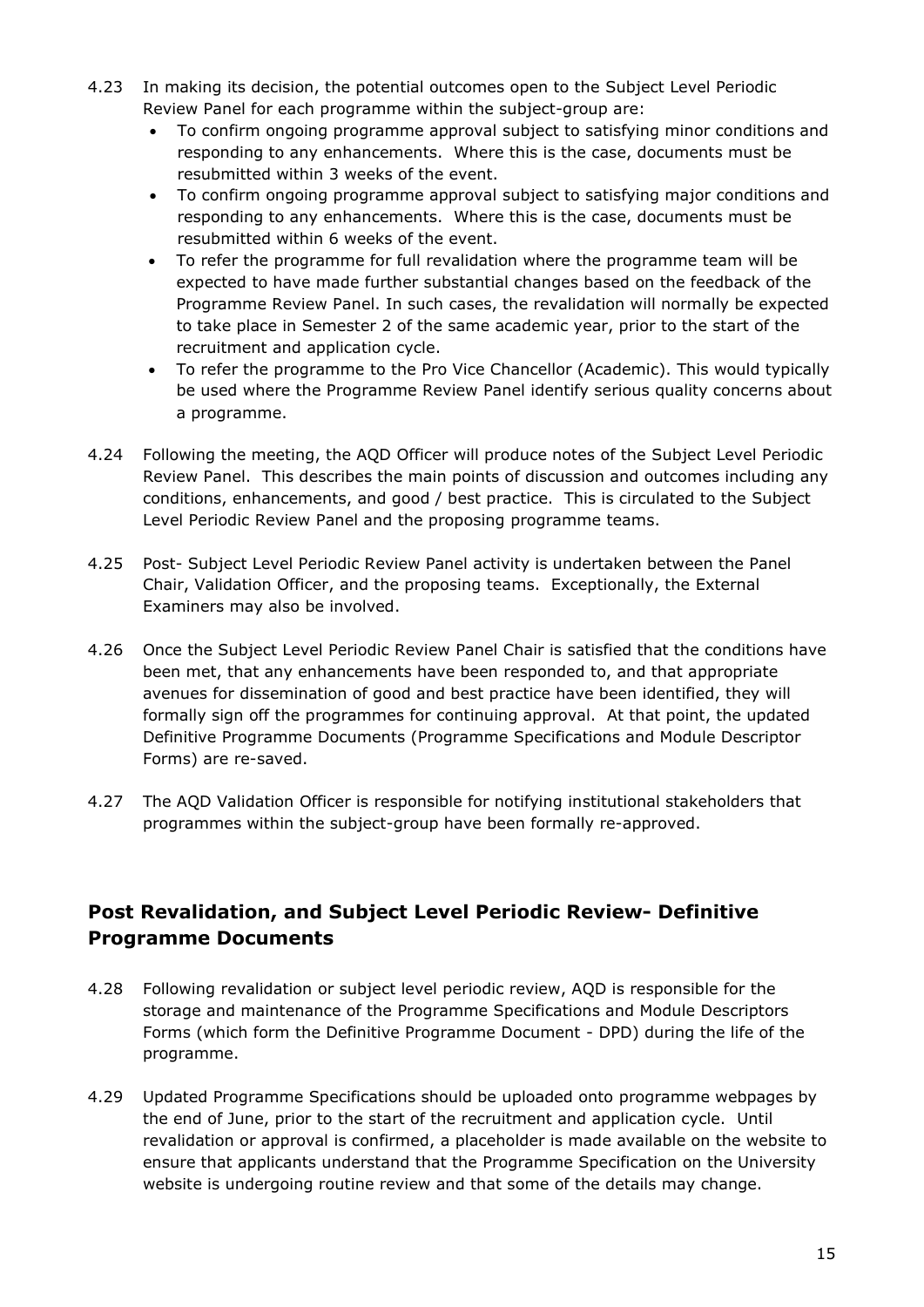4.23 In making its decision, the potential outcomes open to the Subject Level Periodic Review Panel for each programme within the subject-group are:

- To confirm ongoing programme approval subject to satisfying minor conditions and responding to any enhancements. Where this is the case, documents must be resubmitted within 3 weeks of the event.
- To confirm ongoing programme approval subject to satisfying major conditions and responding to any enhancements. Where this is the case, documents must be resubmitted within 6 weeks of the event.
- To refer the programme for full revalidation where the programme team will be expected to have made further substantial changes based on the feedback of the Programme Review Panel. In such cases, the revalidation will normally be expected to take place in Semester 2 of the same academic year, prior to the start of the recruitment and application cycle.
- To refer the programme to the Pro Vice Chancellor (Academic). This would typically be used where the Programme Review Panel identify serious quality concerns about a programme.

4.24 Following the meeting, the AQD Officer will produce notes of the Subject Level Periodic Review Panel. This describes the main points of discussion and outcomes including any conditions, enhancements, and good / best practice. This is circulated to the Subject Level Periodic Review Panel and the proposing programme teams.

4.25 Post- Subject Level Periodic Review Panel activity is undertaken between the Panel Chair, Validation Officer, and the proposing teams. Exceptionally, the External Examiners may also be involved.

4.26 Once the Subject Level Periodic Review Panel Chair is satisfied that the conditions have been met, that any enhancements have been responded to, and that appropriate avenues for dissemination of good and best practice have been identified, they will formally sign off the programmes for continuing approval. At that point, the updated Definitive Programme Documents (Programme Specifications and Module Descriptor Forms) are re-saved.

4.27 The AQD Validation Officer is responsible for notifying institutional stakeholders that programmes within the subject-group have been formally re-approved.

## Post Revalidation, and Subject Level Periodic Review- Definitive Programme Documents

4.28 Following revalidation or subject level periodic review, AQD is responsible for the storage and maintenance of the Programme Specifications and Module Descriptors Forms (which form the Definitive Programme Document - DPD) during the life of the programme.

4.29 Updated Programme Specifications should be uploaded onto programme webpages by the end of June, prior to the start of the recruitment and application cycle. Until revalidation or approval is confirmed, a placeholder is made available on the website to ensure that applicants understand that the Programme Specification on the University website is undergoing routine review and that some of the details may change.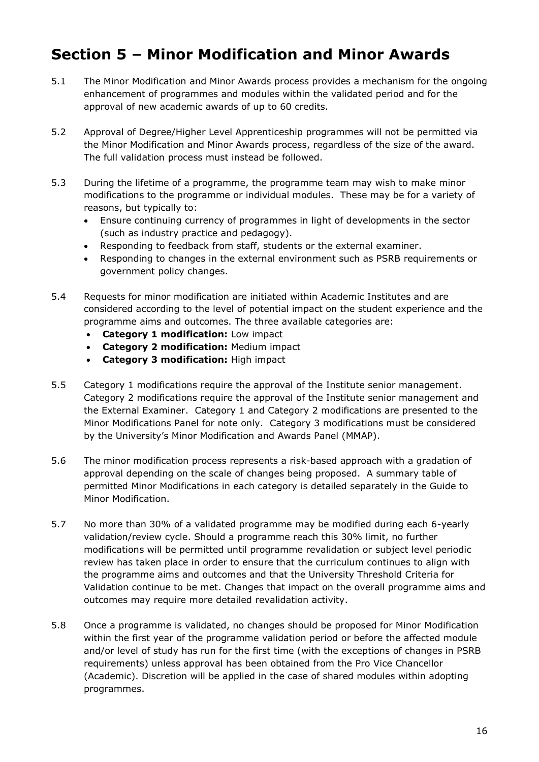# Section 5 – Minor Modification and Minor Awards

5.1 The Minor Modification and Minor Awards process provides a mechanism for the ongoing enhancement of programmes and modules within the validated period and for the approval of new academic awards of up to 60 credits.

5.2 Approval of Degree/Higher Level Apprenticeship programmes will not be permitted via the Minor Modification and Minor Awards process, regardless of the size of the award. The full validation process must instead be followed.

5.3 During the lifetime of a programme, the programme team may wish to make minor modifications to the programme or individual modules. These may be for a variety of reasons, but typically to:

- Ensure continuing currency of programmes in light of developments in the sector (such as industry practice and pedagogy).
- Responding to feedback from staff, students or the external examiner.
- Responding to changes in the external environment such as PSRB requirements or government policy changes.

5.4 Requests for minor modification are initiated within Academic Institutes and are considered according to the level of potential impact on the student experience and the programme aims and outcomes. The three available categories are:

- **Category 1 modification:** Low impact
- **Category 2 modification:** Medium impact
- **Category 3 modification:** High impact

5.5 Category 1 modifications require the approval of the Institute senior management. Category 2 modifications require the approval of the Institute senior management and the External Examiner. Category 1 and Category 2 modifications are presented to the Minor Modifications Panel for note only. Category 3 modifications must be considered by the University's Minor Modification and Awards Panel (MMAP).

5.6 The minor modification process represents a risk-based approach with a gradation of approval depending on the scale of changes being proposed. A summary table of permitted Minor Modifications in each category is detailed separately in the Guide to Minor Modification.

5.7 No more than 30% of a validated programme may be modified during each 6-yearly validation/review cycle. Should a programme reach this 30% limit, no further modifications will be permitted until programme revalidation or subject level periodic review has taken place in order to ensure that the curriculum continues to align with the programme aims and outcomes and that the University Threshold Criteria for Validation continue to be met. Changes that impact on the overall programme aims and outcomes may require more detailed revalidation activity.

5.8 Once a programme is validated, no changes should be proposed for Minor Modification within the first year of the programme validation period or before the affected module and/or level of study has run for the first time (with the exceptions of changes in PSRB requirements) unless approval has been obtained from the Pro Vice Chancellor (Academic). Discretion will be applied in the case of shared modules within adopting programmes.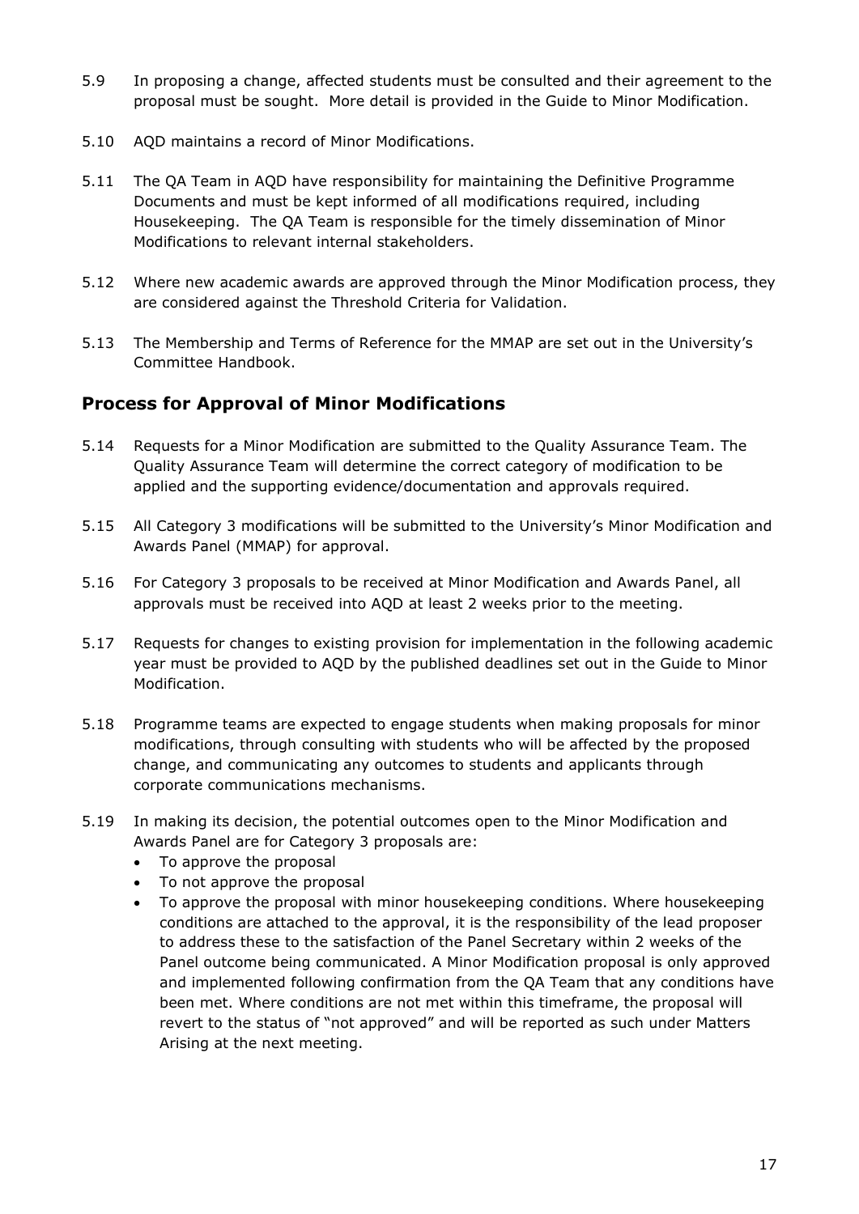5.9 In proposing a change, affected students must be consulted and their agreement to the proposal must be sought. More detail is provided in the Guide to Minor Modification.

5.10 AQD maintains a record of Minor Modifications.

5.11 The QA Team in AQD have responsibility for maintaining the Definitive Programme Documents and must be kept informed of all modifications required, including Housekeeping. The QA Team is responsible for the timely dissemination of Minor Modifications to relevant internal stakeholders.

5.12 Where new academic awards are approved through the Minor Modification process, they are considered against the Threshold Criteria for Validation.

5.13 The Membership and Terms of Reference for the MMAP are set out in the University's Committee Handbook.

## Process for Approval of Minor Modifications

5.14 Requests for a Minor Modification are submitted to the Quality Assurance Team. The Quality Assurance Team will determine the correct category of modification to be applied and the supporting evidence/documentation and approvals required.

5.15 All Category 3 modifications will be submitted to the University's Minor Modification and Awards Panel (MMAP) for approval.

5.16 For Category 3 proposals to be received at Minor Modification and Awards Panel, all approvals must be received into AQD at least 2 weeks prior to the meeting.

5.17 Requests for changes to existing provision for implementation in the following academic year must be provided to AQD by the published deadlines set out in the Guide to Minor Modification.

5.18 Programme teams are expected to engage students when making proposals for minor modifications, through consulting with students who will be affected by the proposed change, and communicating any outcomes to students and applicants through corporate communications mechanisms.

5.19 In making its decision, the potential outcomes open to the Minor Modification and Awards Panel are for Category 3 proposals are:

- To approve the proposal
- To not approve the proposal
- To approve the proposal with minor housekeeping conditions. Where housekeeping conditions are attached to the approval, it is the responsibility of the lead proposer to address these to the satisfaction of the Panel Secretary within 2 weeks of the Panel outcome being communicated. A Minor Modification proposal is only approved and implemented following confirmation from the QA Team that any conditions have been met. Where conditions are not met within this timeframe, the proposal will revert to the status of "not approved" and will be reported as such under Matters Arising at the next meeting.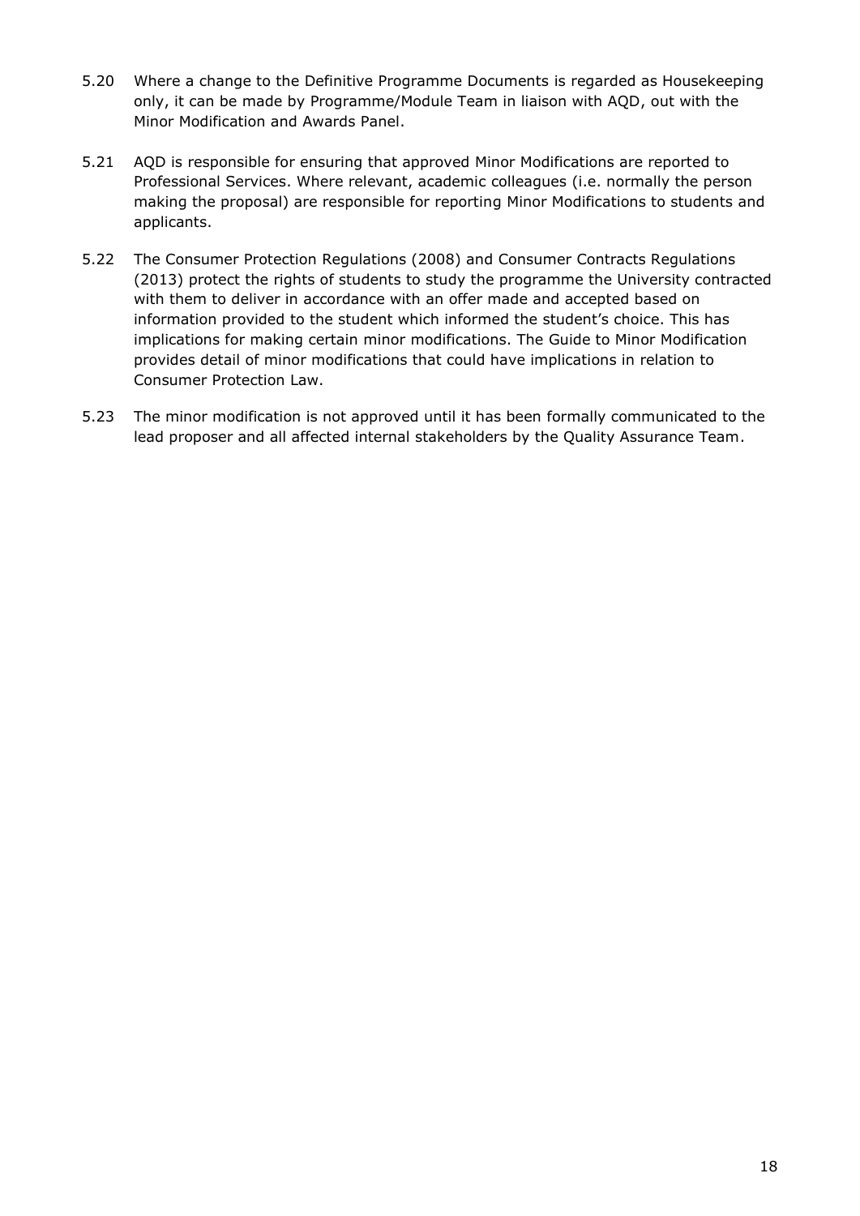5.20 Where a change to the Definitive Programme Documents is regarded as Housekeeping only, it can be made by Programme/Module Team in liaison with AQD, out with the Minor Modification and Awards Panel.

5.21 AQD is responsible for ensuring that approved Minor Modifications are reported to Professional Services. Where relevant, academic colleagues (i.e. normally the person making the proposal) are responsible for reporting Minor Modifications to students and applicants.

5.22 The Consumer Protection Regulations (2008) and Consumer Contracts Regulations (2013) protect the rights of students to study the programme the University contracted with them to deliver in accordance with an offer made and accepted based on information provided to the student which informed the student's choice. This has implications for making certain minor modifications. The Guide to Minor Modification provides detail of minor modifications that could have implications in relation to Consumer Protection Law.

5.23 The minor modification is not approved until it has been formally communicated to the lead proposer and all affected internal stakeholders by the Quality Assurance Team.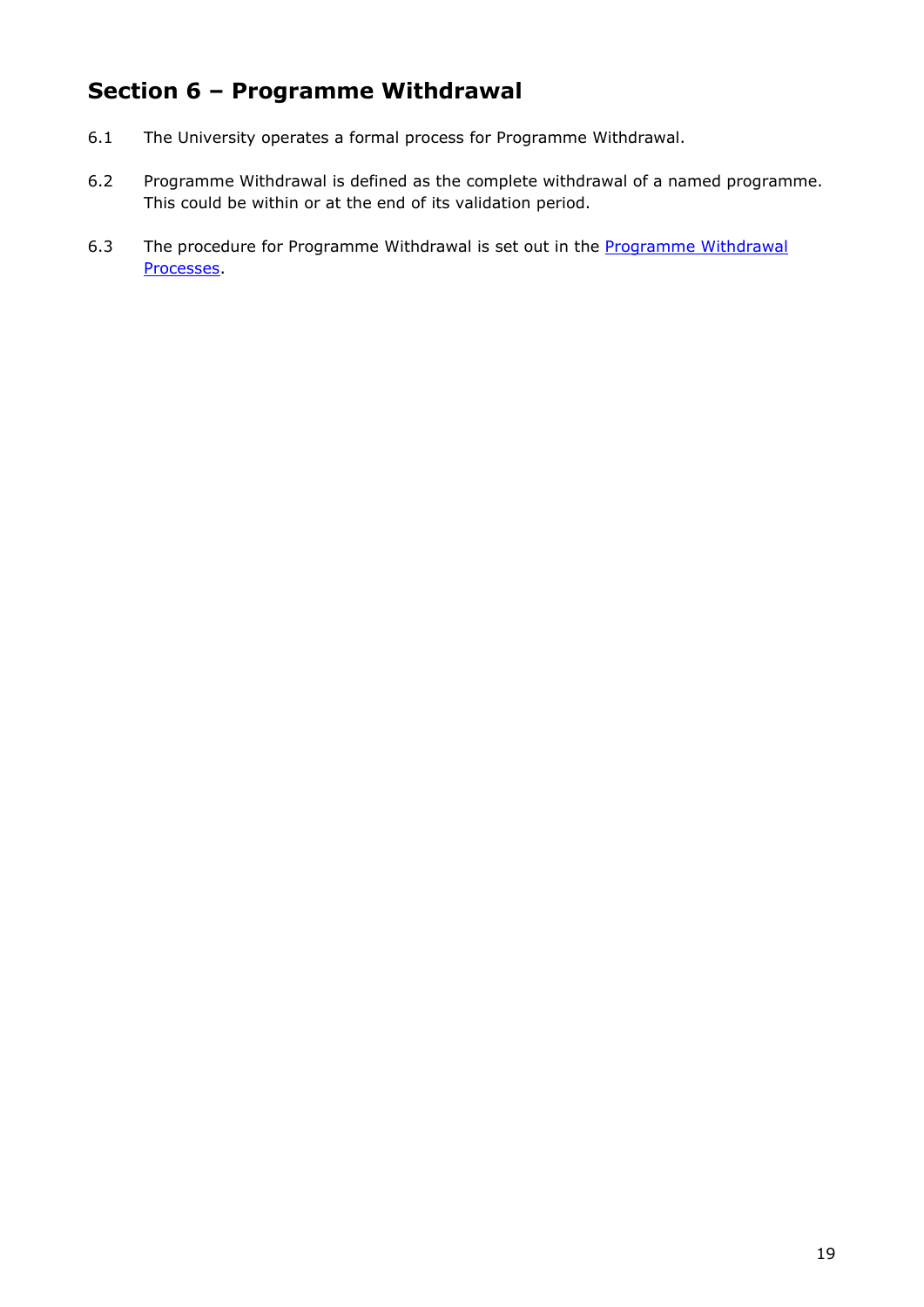## Section 6 – Programme Withdrawal

6.1 The University operates a formal process for Programme Withdrawal.

6.2 Programme Withdrawal is defined as the complete withdrawal of a named programme. This could be within or at the end of its validation period.

6.3 The procedure for Programme Withdrawal is set out in the Programme Withdrawal Processes.